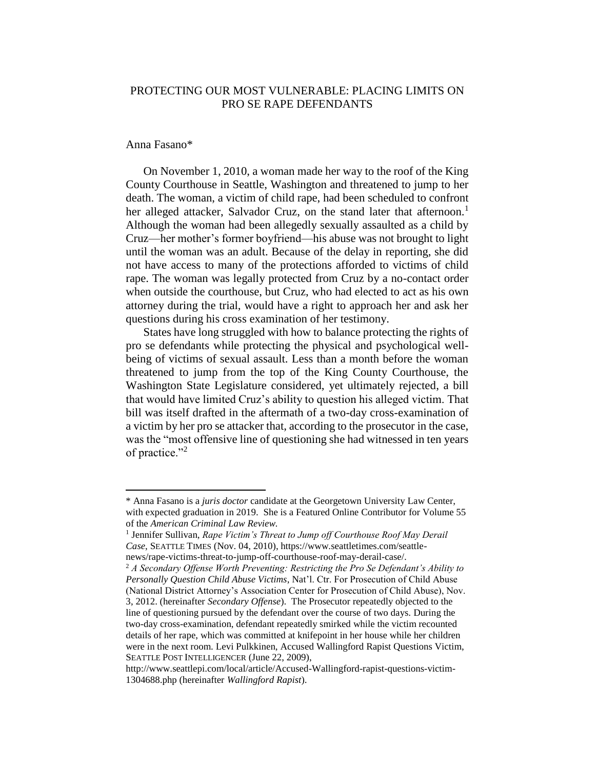# PROTECTING OUR MOST VULNERABLE: PLACING LIMITS ON PRO SE RAPE DEFENDANTS

Anna Fasano*

On November 1, 2010, a woman made her way to the roof of the King County Courthouse in Seattle, Washington and threatened to jump to her death. The woman, a victim of child rape, had been scheduled to confront her alleged attacker, Salvador Cruz, on the stand later that afternoon.[1] Although the woman had been allegedly sexually assaulted as a child by Cruz—her mother's former boyfriend—his abuse was not brought to light until the woman was an adult. Because of the delay in reporting, she did not have access to many of the protections afforded to victims of child rape. The woman was legally protected from Cruz by a no-contact order when outside the courthouse, but Cruz, who had elected to act as his own attorney during the trial, would have a right to approach her and ask her questions during his cross examination of her testimony.

States have long struggled with how to balance protecting the rights of pro se defendants while protecting the physical and psychological well-being of victims of sexual assault. Less than a month before the woman threatened to jump from the top of the King County Courthouse, the Washington State Legislature considered, yet ultimately rejected, a bill that would have limited Cruz's ability to question his alleged victim. That bill was itself drafted in the aftermath of a two-day cross-examination of a victim by her pro se attacker that, according to the prosecutor in the case, was the "most offensive line of questioning she had witnessed in ten years of practice."[2]

---

\* Anna Fasano is a *juris doctor* candidate at the Georgetown University Law Center, with expected graduation in 2019. She is a Featured Online Contributor for Volume 55 of the *American Criminal Law Review.*

[1] Jennifer Sullivan, *Rape Victim's Threat to Jump off Courthouse Roof May Derail Case*, SEATTLE TIMES (Nov. 04, 2010), https://www.seattletimes.com/seattle-news/rape-victims-threat-to-jump-off-courthouse-roof-may-derail-case/.

[2] *A Secondary Offense Worth Preventing: Restricting the Pro Se Defendant's Ability to Personally Question Child Abuse Victims*, Nat'l. Ctr. For Prosecution of Child Abuse (National District Attorney's Association Center for Prosecution of Child Abuse), Nov. 3, 2012. (hereinafter *Secondary Offense*). The Prosecutor repeatedly objected to the line of questioning pursued by the defendant over the course of two days. During the two-day cross-examination, defendant repeatedly smirked while the victim recounted details of her rape, which was committed at knifepoint in her house while her children were in the next room. Levi Pulkkinen, Accused Wallingford Rapist Questions Victim, SEATTLE POST INTELLIGENCER (June 22, 2009), http://www.seattlepi.com/local/article/Accused-Wallingford-rapist-questions-victim-1304688.php (hereinafter *Wallingford Rapist*).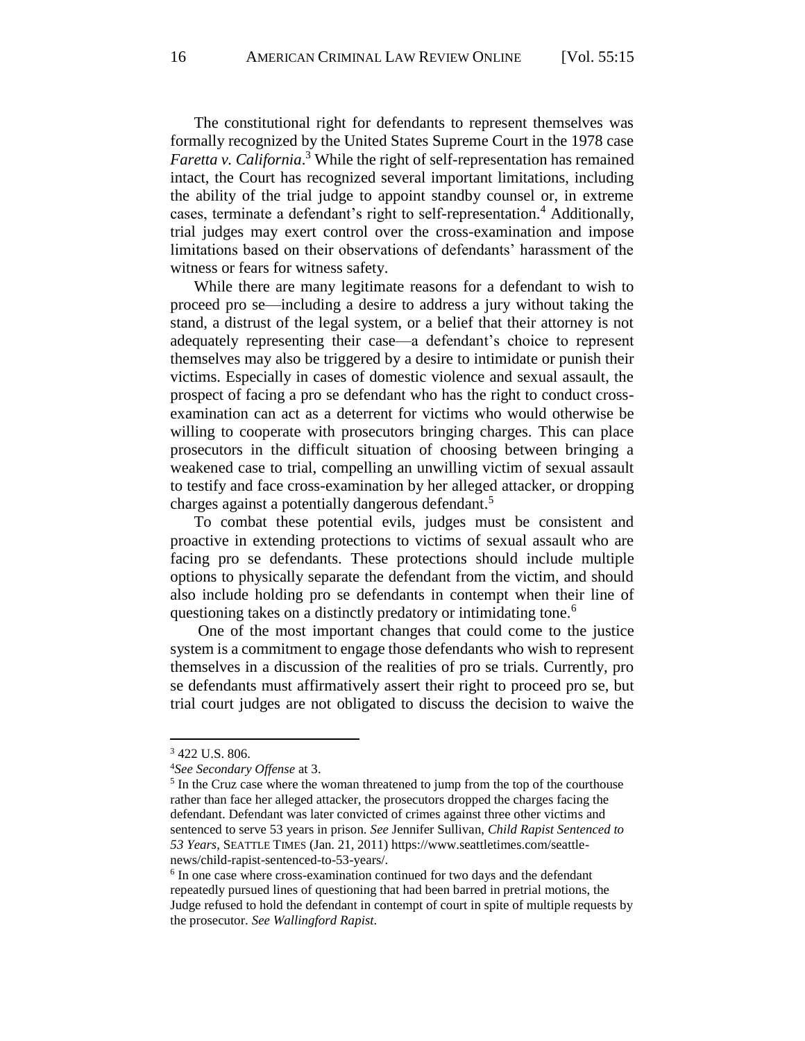The constitutional right for defendants to represent themselves was formally recognized by the United States Supreme Court in the 1978 case *Faretta v. California*.[3] While the right of self-representation has remained intact, the Court has recognized several important limitations, including the ability of the trial judge to appoint standby counsel or, in extreme cases, terminate a defendant's right to self-representation.[4] Additionally, trial judges may exert control over the cross-examination and impose limitations based on their observations of defendants' harassment of the witness or fears for witness safety.

While there are many legitimate reasons for a defendant to wish to proceed pro se—including a desire to address a jury without taking the stand, a distrust of the legal system, or a belief that their attorney is not adequately representing their case—a defendant's choice to represent themselves may also be triggered by a desire to intimidate or punish their victims. Especially in cases of domestic violence and sexual assault, the prospect of facing a pro se defendant who has the right to conduct cross-examination can act as a deterrent for victims who would otherwise be willing to cooperate with prosecutors bringing charges. This can place prosecutors in the difficult situation of choosing between bringing a weakened case to trial, compelling an unwilling victim of sexual assault to testify and face cross-examination by her alleged attacker, or dropping charges against a potentially dangerous defendant.[5]

To combat these potential evils, judges must be consistent and proactive in extending protections to victims of sexual assault who are facing pro se defendants. These protections should include multiple options to physically separate the defendant from the victim, and should also include holding pro se defendants in contempt when their line of questioning takes on a distinctly predatory or intimidating tone.[6]

One of the most important changes that could come to the justice system is a commitment to engage those defendants who wish to represent themselves in a discussion of the realities of pro se trials. Currently, pro se defendants must affirmatively assert their right to proceed pro se, but trial court judges are not obligated to discuss the decision to waive the

---

[3] 422 U.S. 806.

[4] *See Secondary Offense* at 3.

[5] In the Cruz case where the woman threatened to jump from the top of the courthouse rather than face her alleged attacker, the prosecutors dropped the charges facing the defendant. Defendant was later convicted of crimes against three other victims and sentenced to serve 53 years in prison. *See* Jennifer Sullivan, *Child Rapist Sentenced to 53 Years*, SEATTLE TIMES (Jan. 21, 2011) https://www.seattletimes.com/seattle-news/child-rapist-sentenced-to-53-years/.

[6] In one case where cross-examination continued for two days and the defendant repeatedly pursued lines of questioning that had been barred in pretrial motions, the Judge refused to hold the defendant in contempt of court in spite of multiple requests by the prosecutor. *See Wallingford Rapist*.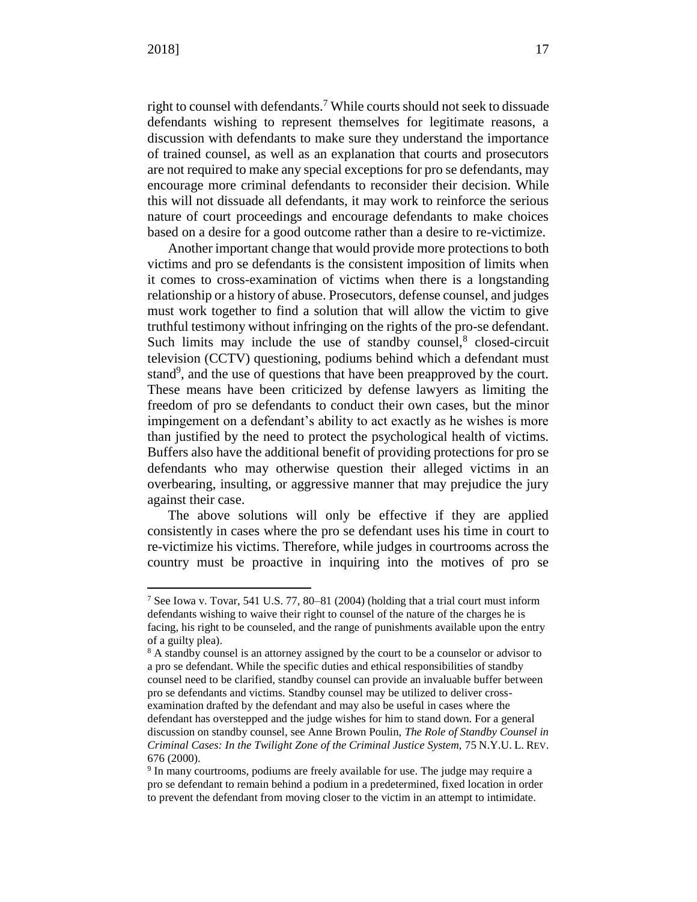right to counsel with defendants.[7] While courts should not seek to dissuade defendants wishing to represent themselves for legitimate reasons, a discussion with defendants to make sure they understand the importance of trained counsel, as well as an explanation that courts and prosecutors are not required to make any special exceptions for pro se defendants, may encourage more criminal defendants to reconsider their decision. While this will not dissuade all defendants, it may work to reinforce the serious nature of court proceedings and encourage defendants to make choices based on a desire for a good outcome rather than a desire to re-victimize.

Another important change that would provide more protections to both victims and pro se defendants is the consistent imposition of limits when it comes to cross-examination of victims when there is a longstanding relationship or a history of abuse. Prosecutors, defense counsel, and judges must work together to find a solution that will allow the victim to give truthful testimony without infringing on the rights of the pro-se defendant. Such limits may include the use of standby counsel,[8] closed-circuit television (CCTV) questioning, podiums behind which a defendant must stand[9], and the use of questions that have been preapproved by the court. These means have been criticized by defense lawyers as limiting the freedom of pro se defendants to conduct their own cases, but the minor impingement on a defendant's ability to act exactly as he wishes is more than justified by the need to protect the psychological health of victims. Buffers also have the additional benefit of providing protections for pro se defendants who may otherwise question their alleged victims in an overbearing, insulting, or aggressive manner that may prejudice the jury against their case.

The above solutions will only be effective if they are applied consistently in cases where the pro se defendant uses his time in court to re-victimize his victims. Therefore, while judges in courtrooms across the country must be proactive in inquiring into the motives of pro se

---

[7] See Iowa v. Tovar, 541 U.S. 77, 80–81 (2004) (holding that a trial court must inform defendants wishing to waive their right to counsel of the nature of the charges he is facing, his right to be counseled, and the range of punishments available upon the entry of a guilty plea).

[8] A standby counsel is an attorney assigned by the court to be a counselor or advisor to a pro se defendant. While the specific duties and ethical responsibilities of standby counsel need to be clarified, standby counsel can provide an invaluable buffer between pro se defendants and victims. Standby counsel may be utilized to deliver cross-examination drafted by the defendant and may also be useful in cases where the defendant has overstepped and the judge wishes for him to stand down. For a general discussion on standby counsel, see Anne Brown Poulin, *The Role of Standby Counsel in Criminal Cases: In the Twilight Zone of the Criminal Justice System*, 75 N.Y.U. L. REV. 676 (2000).

[9] In many courtrooms, podiums are freely available for use. The judge may require a pro se defendant to remain behind a podium in a predetermined, fixed location in order to prevent the defendant from moving closer to the victim in an attempt to intimidate.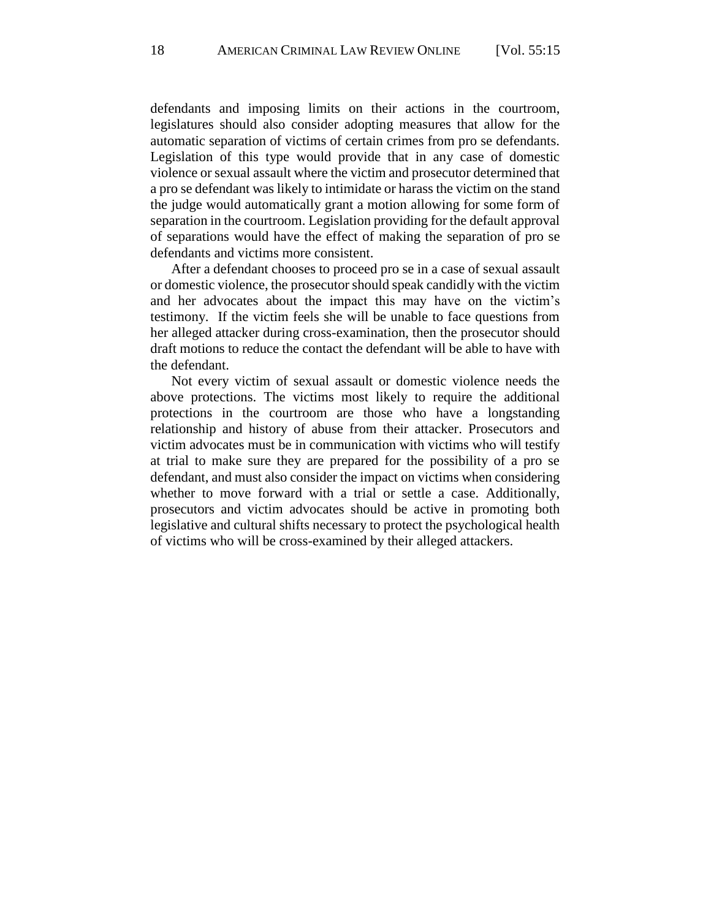defendants and imposing limits on their actions in the courtroom, legislatures should also consider adopting measures that allow for the automatic separation of victims of certain crimes from pro se defendants. Legislation of this type would provide that in any case of domestic violence or sexual assault where the victim and prosecutor determined that a pro se defendant was likely to intimidate or harass the victim on the stand the judge would automatically grant a motion allowing for some form of separation in the courtroom. Legislation providing for the default approval of separations would have the effect of making the separation of pro se defendants and victims more consistent.

After a defendant chooses to proceed pro se in a case of sexual assault or domestic violence, the prosecutor should speak candidly with the victim and her advocates about the impact this may have on the victim's testimony. If the victim feels she will be unable to face questions from her alleged attacker during cross-examination, then the prosecutor should draft motions to reduce the contact the defendant will be able to have with the defendant.

Not every victim of sexual assault or domestic violence needs the above protections. The victims most likely to require the additional protections in the courtroom are those who have a longstanding relationship and history of abuse from their attacker. Prosecutors and victim advocates must be in communication with victims who will testify at trial to make sure they are prepared for the possibility of a pro se defendant, and must also consider the impact on victims when considering whether to move forward with a trial or settle a case. Additionally, prosecutors and victim advocates should be active in promoting both legislative and cultural shifts necessary to protect the psychological health of victims who will be cross-examined by their alleged attackers.